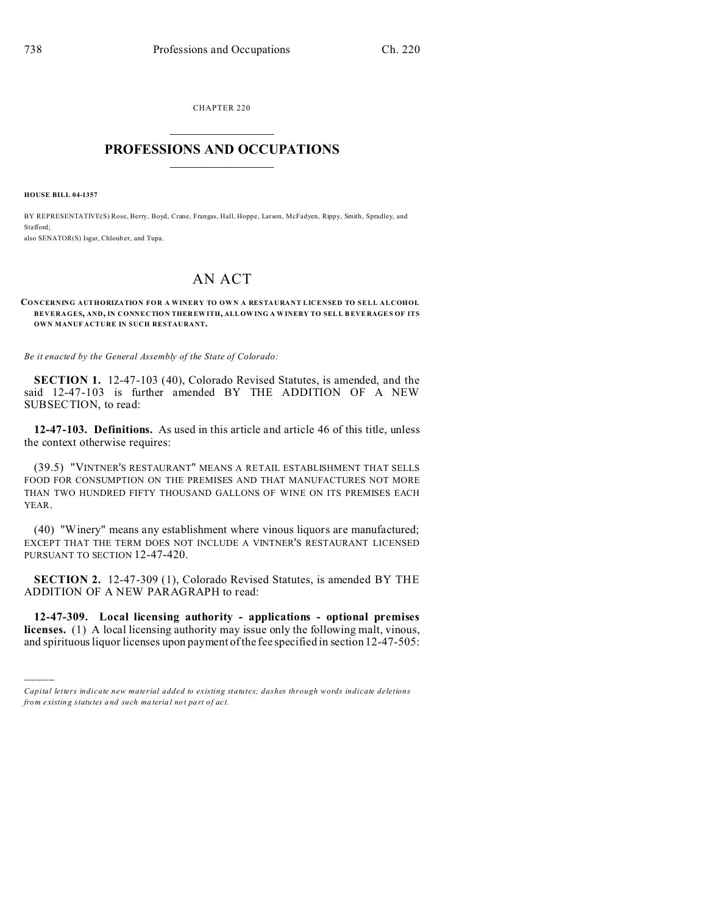CHAPTER 220

# PROFESSIONS AND OCCUPATIONS

**HOUSE BILL 04-1357**

BY REPRESENTATIVE(S) Rose, Berry, Boyd, Crane, Frangas, Hall, Hoppe, Larson, McFadyen, Rippy, Smith, Spradley, and Stafford;
also SENATOR(S) Isgar, Chlouber, and Tupa.

# AN ACT

**CONCERNING AUTHORIZATION FOR A WINERY TO OWN A RESTAURANT LICENSED TO SELL ALCOHOL BEVERAGES, AND, IN CONNECTION THEREWITH, ALLOWING A WINERY TO SELL BEVERAGES OF ITS OWN MANUFACTURE IN SUCH RESTAURANT.**

*Be it enacted by the General Assembly of the State of Colorado:*

**SECTION 1.** 12-47-103 (40), Colorado Revised Statutes, is amended, and the said 12-47-103 is further amended BY THE ADDITION OF A NEW SUBSECTION, to read:

**12-47-103. Definitions.** As used in this article and article 46 of this title, unless the context otherwise requires:

(39.5) "VINTNER'S RESTAURANT" MEANS A RETAIL ESTABLISHMENT THAT SELLS FOOD FOR CONSUMPTION ON THE PREMISES AND THAT MANUFACTURES NOT MORE THAN TWO HUNDRED FIFTY THOUSAND GALLONS OF WINE ON ITS PREMISES EACH YEAR.

(40) "Winery" means any establishment where vinous liquors are manufactured; EXCEPT THAT THE TERM DOES NOT INCLUDE A VINTNER'S RESTAURANT LICENSED PURSUANT TO SECTION 12-47-420.

**SECTION 2.** 12-47-309 (1), Colorado Revised Statutes, is amended BY THE ADDITION OF A NEW PARAGRAPH to read:

**12-47-309. Local licensing authority - applications - optional premises licenses.** (1) A local licensing authority may issue only the following malt, vinous, and spirituous liquor licenses upon payment of the fee specified in section 12-47-505:

---

*Capital letters indicate new material added to existing statutes; dashes through words indicate deletions from existing statutes and such material not part of act.*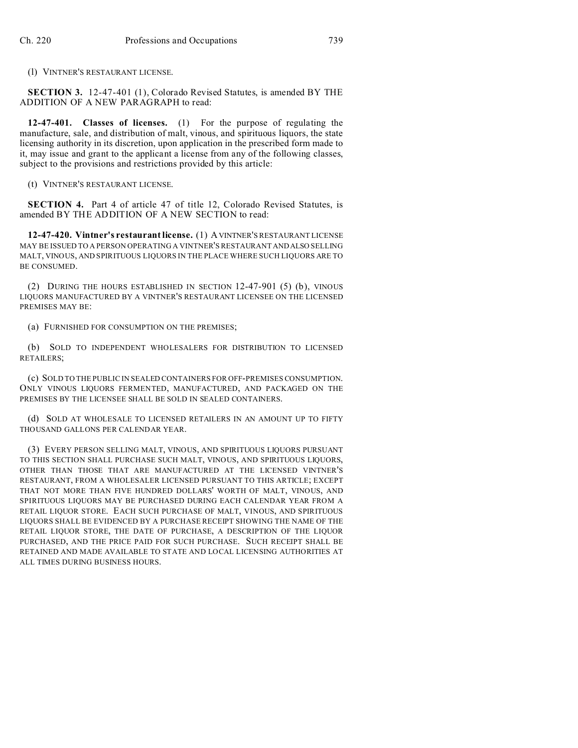(l) VINTNER'S RESTAURANT LICENSE.

**SECTION 3.** 12-47-401 (1), Colorado Revised Statutes, is amended BY THE ADDITION OF A NEW PARAGRAPH to read:

**12-47-401. Classes of licenses.** (1) For the purpose of regulating the manufacture, sale, and distribution of malt, vinous, and spirituous liquors, the state licensing authority in its discretion, upon application in the prescribed form made to it, may issue and grant to the applicant a license from any of the following classes, subject to the provisions and restrictions provided by this article:

(t) VINTNER'S RESTAURANT LICENSE.

**SECTION 4.** Part 4 of article 47 of title 12, Colorado Revised Statutes, is amended BY THE ADDITION OF A NEW SECTION to read:

**12-47-420. Vintner's restaurant license.** (1) A VINTNER'S RESTAURANT LICENSE MAY BE ISSUED TO A PERSON OPERATING A VINTNER'S RESTAURANT AND ALSO SELLING MALT, VINOUS, AND SPIRITUOUS LIQUORS IN THE PLACE WHERE SUCH LIQUORS ARE TO BE CONSUMED.

(2) DURING THE HOURS ESTABLISHED IN SECTION 12-47-901 (5) (b), VINOUS LIQUORS MANUFACTURED BY A VINTNER'S RESTAURANT LICENSEE ON THE LICENSED PREMISES MAY BE:

(a) FURNISHED FOR CONSUMPTION ON THE PREMISES;

(b) SOLD TO INDEPENDENT WHOLESALERS FOR DISTRIBUTION TO LICENSED RETAILERS;

(c) SOLD TO THE PUBLIC IN SEALED CONTAINERS FOR OFF-PREMISES CONSUMPTION. ONLY VINOUS LIQUORS FERMENTED, MANUFACTURED, AND PACKAGED ON THE PREMISES BY THE LICENSEE SHALL BE SOLD IN SEALED CONTAINERS.

(d) SOLD AT WHOLESALE TO LICENSED RETAILERS IN AN AMOUNT UP TO FIFTY THOUSAND GALLONS PER CALENDAR YEAR.

(3) EVERY PERSON SELLING MALT, VINOUS, AND SPIRITUOUS LIQUORS PURSUANT TO THIS SECTION SHALL PURCHASE SUCH MALT, VINOUS, AND SPIRITUOUS LIQUORS, OTHER THAN THOSE THAT ARE MANUFACTURED AT THE LICENSED VINTNER'S RESTAURANT, FROM A WHOLESALER LICENSED PURSUANT TO THIS ARTICLE; EXCEPT THAT NOT MORE THAN FIVE HUNDRED DOLLARS' WORTH OF MALT, VINOUS, AND SPIRITUOUS LIQUORS MAY BE PURCHASED DURING EACH CALENDAR YEAR FROM A RETAIL LIQUOR STORE. EACH SUCH PURCHASE OF MALT, VINOUS, AND SPIRITUOUS LIQUORS SHALL BE EVIDENCED BY A PURCHASE RECEIPT SHOWING THE NAME OF THE RETAIL LIQUOR STORE, THE DATE OF PURCHASE, A DESCRIPTION OF THE LIQUOR PURCHASED, AND THE PRICE PAID FOR SUCH PURCHASE. SUCH RECEIPT SHALL BE RETAINED AND MADE AVAILABLE TO STATE AND LOCAL LICENSING AUTHORITIES AT ALL TIMES DURING BUSINESS HOURS.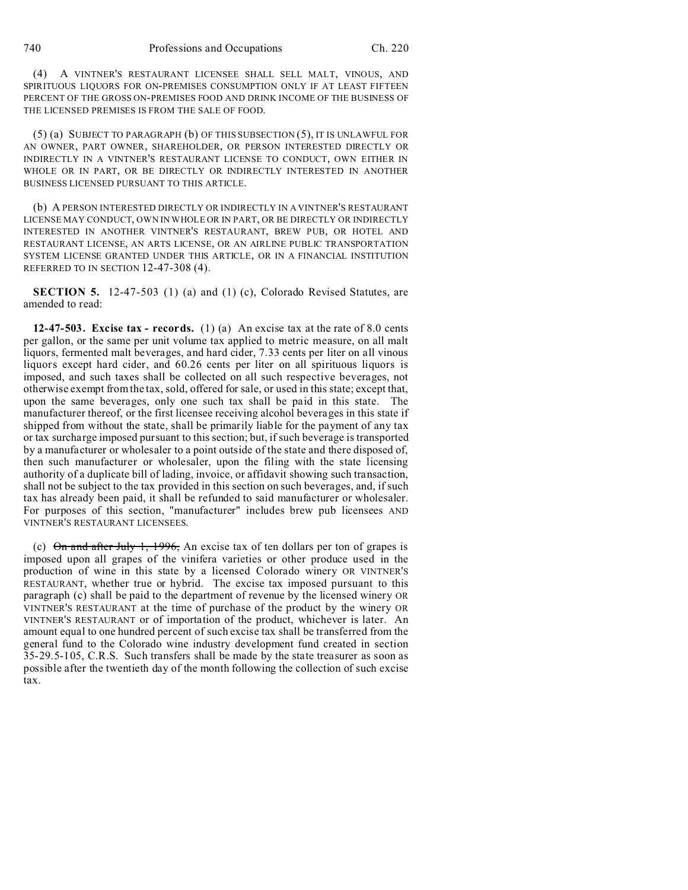(4) A VINTNER'S RESTAURANT LICENSEE SHALL SELL MALT, VINOUS, AND SPIRITUOUS LIQUORS FOR ON-PREMISES CONSUMPTION ONLY IF AT LEAST FIFTEEN PERCENT OF THE GROSS ON-PREMISES FOOD AND DRINK INCOME OF THE BUSINESS OF THE LICENSED PREMISES IS FROM THE SALE OF FOOD.

(5) (a) SUBJECT TO PARAGRAPH (b) OF THIS SUBSECTION (5), IT IS UNLAWFUL FOR AN OWNER, PART OWNER, SHAREHOLDER, OR PERSON INTERESTED DIRECTLY OR INDIRECTLY IN A VINTNER'S RESTAURANT LICENSE TO CONDUCT, OWN EITHER IN WHOLE OR IN PART, OR BE DIRECTLY OR INDIRECTLY INTERESTED IN ANOTHER BUSINESS LICENSED PURSUANT TO THIS ARTICLE.

(b) A PERSON INTERESTED DIRECTLY OR INDIRECTLY IN A VINTNER'S RESTAURANT LICENSE MAY CONDUCT, OWN IN WHOLE OR IN PART, OR BE DIRECTLY OR INDIRECTLY INTERESTED IN ANOTHER VINTNER'S RESTAURANT, BREW PUB, OR HOTEL AND RESTAURANT LICENSE, AN ARTS LICENSE, OR AN AIRLINE PUBLIC TRANSPORTATION SYSTEM LICENSE GRANTED UNDER THIS ARTICLE, OR IN A FINANCIAL INSTITUTION REFERRED TO IN SECTION 12-47-308 (4).

**SECTION 5.** 12-47-503 (1) (a) and (1) (c), Colorado Revised Statutes, are amended to read:

**12-47-503. Excise tax - records.** (1) (a) An excise tax at the rate of 8.0 cents per gallon, or the same per unit volume tax applied to metric measure, on all malt liquors, fermented malt beverages, and hard cider, 7.33 cents per liter on all vinous liquors except hard cider, and 60.26 cents per liter on all spirituous liquors is imposed, and such taxes shall be collected on all such respective beverages, not otherwise exempt from the tax, sold, offered for sale, or used in this state; except that, upon the same beverages, only one such tax shall be paid in this state. The manufacturer thereof, or the first licensee receiving alcohol beverages in this state if shipped from without the state, shall be primarily liable for the payment of any tax or tax surcharge imposed pursuant to this section; but, if such beverage is transported by a manufacturer or wholesaler to a point outside of the state and there disposed of, then such manufacturer or wholesaler, upon the filing with the state licensing authority of a duplicate bill of lading, invoice, or affidavit showing such transaction, shall not be subject to the tax provided in this section on such beverages, and, if such tax has already been paid, it shall be refunded to said manufacturer or wholesaler. For purposes of this section, "manufacturer" includes brew pub licensees AND VINTNER'S RESTAURANT LICENSEES.

(c) ~~On and after July 1, 1996,~~ An excise tax of ten dollars per ton of grapes is imposed upon all grapes of the vinifera varieties or other produce used in the production of wine in this state by a licensed Colorado winery OR VINTNER'S RESTAURANT, whether true or hybrid. The excise tax imposed pursuant to this paragraph (c) shall be paid to the department of revenue by the licensed winery OR VINTNER'S RESTAURANT at the time of purchase of the product by the winery OR VINTNER'S RESTAURANT or of importation of the product, whichever is later. An amount equal to one hundred percent of such excise tax shall be transferred from the general fund to the Colorado wine industry development fund created in section 35-29.5-105, C.R.S. Such transfers shall be made by the state treasurer as soon as possible after the twentieth day of the month following the collection of such excise tax.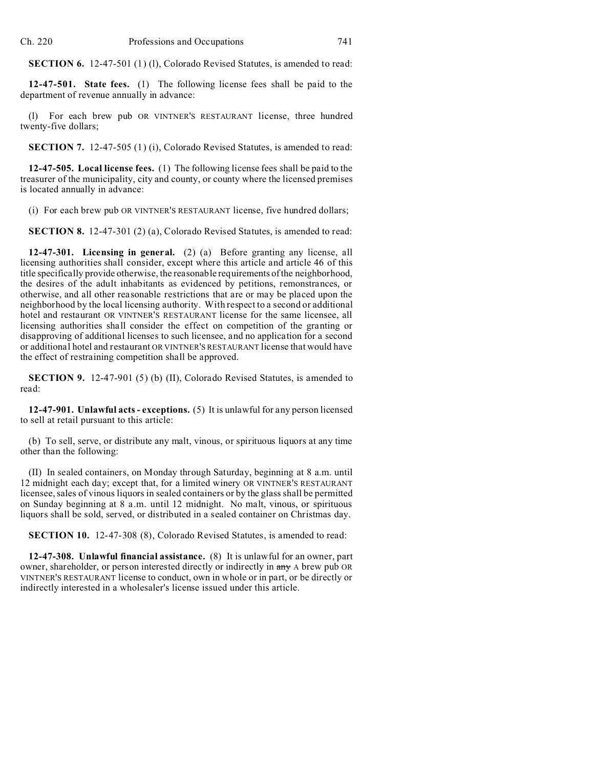**SECTION 6.** 12-47-501 (1) (l), Colorado Revised Statutes, is amended to read:

**12-47-501. State fees.** (1) The following license fees shall be paid to the department of revenue annually in advance:

(l) For each brew pub OR VINTNER'S RESTAURANT license, three hundred twenty-five dollars;

**SECTION 7.** 12-47-505 (1) (i), Colorado Revised Statutes, is amended to read:

**12-47-505. Local license fees.** (1) The following license fees shall be paid to the treasurer of the municipality, city and county, or county where the licensed premises is located annually in advance:

(i) For each brew pub OR VINTNER'S RESTAURANT license, five hundred dollars;

**SECTION 8.** 12-47-301 (2) (a), Colorado Revised Statutes, is amended to read:

**12-47-301. Licensing in general.** (2) (a) Before granting any license, all licensing authorities shall consider, except where this article and article 46 of this title specifically provide otherwise, the reasonable requirements of the neighborhood, the desires of the adult inhabitants as evidenced by petitions, remonstrances, or otherwise, and all other reasonable restrictions that are or may be placed upon the neighborhood by the local licensing authority. With respect to a second or additional hotel and restaurant OR VINTNER'S RESTAURANT license for the same licensee, all licensing authorities shall consider the effect on competition of the granting or disapproving of additional licenses to such licensee, and no application for a second or additional hotel and restaurant OR VINTNER'S RESTAURANT license that would have the effect of restraining competition shall be approved.

**SECTION 9.** 12-47-901 (5) (b) (II), Colorado Revised Statutes, is amended to read:

**12-47-901. Unlawful acts - exceptions.** (5) It is unlawful for any person licensed to sell at retail pursuant to this article:

(b) To sell, serve, or distribute any malt, vinous, or spirituous liquors at any time other than the following:

(II) In sealed containers, on Monday through Saturday, beginning at 8 a.m. until 12 midnight each day; except that, for a limited winery OR VINTNER'S RESTAURANT licensee, sales of vinous liquors in sealed containers or by the glass shall be permitted on Sunday beginning at 8 a.m. until 12 midnight. No malt, vinous, or spirituous liquors shall be sold, served, or distributed in a sealed container on Christmas day.

**SECTION 10.** 12-47-308 (8), Colorado Revised Statutes, is amended to read:

**12-47-308. Unlawful financial assistance.** (8) It is unlawful for an owner, part owner, shareholder, or person interested directly or indirectly in ~~any~~ A brew pub OR VINTNER'S RESTAURANT license to conduct, own in whole or in part, or be directly or indirectly interested in a wholesaler's license issued under this article.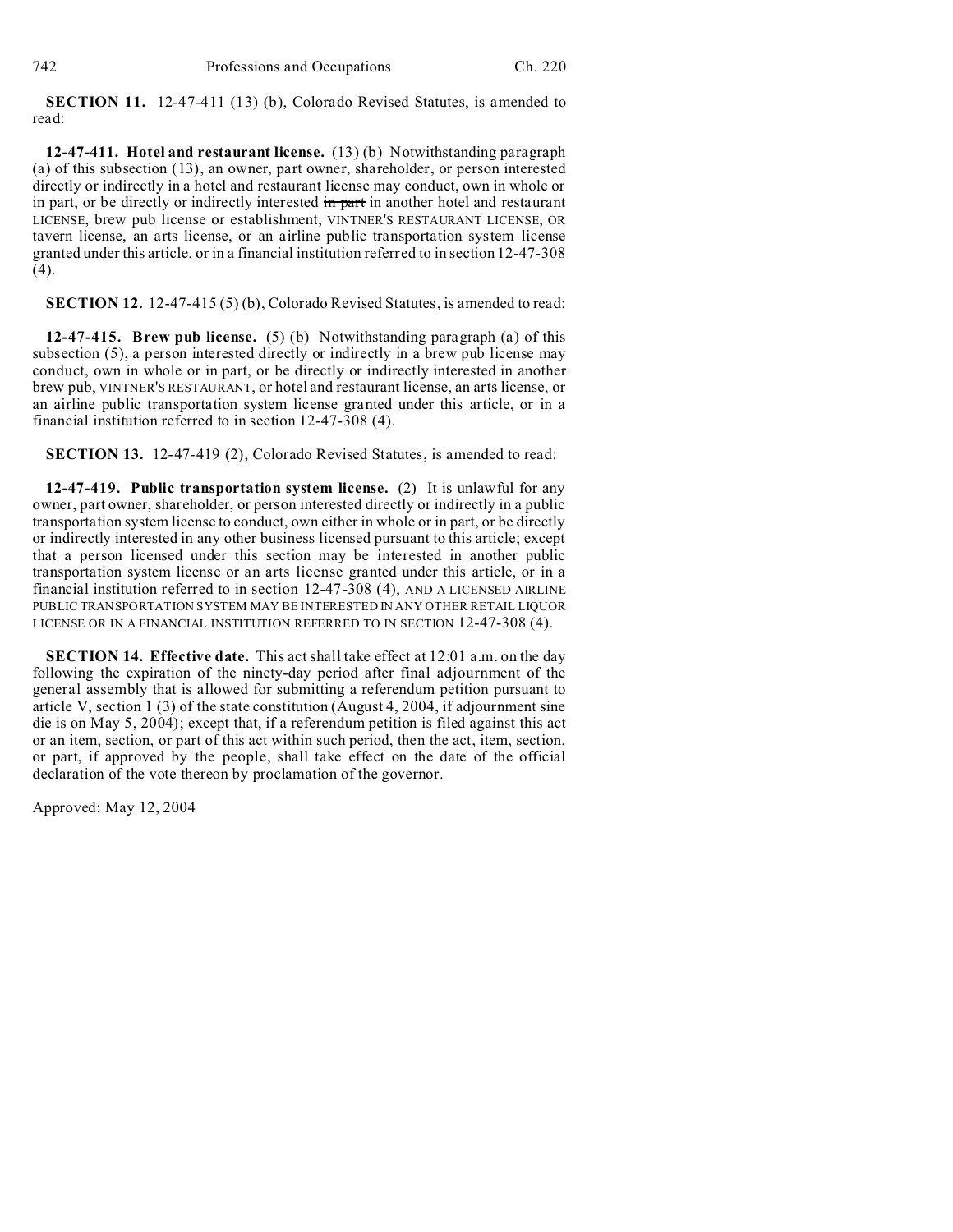**SECTION 11.** 12-47-411 (13) (b), Colorado Revised Statutes, is amended to read:

**12-47-411. Hotel and restaurant license.** (13) (b) Notwithstanding paragraph (a) of this subsection (13), an owner, part owner, shareholder, or person interested directly or indirectly in a hotel and restaurant license may conduct, own in whole or in part, or be directly or indirectly interested ~~in part~~ in another hotel and restaurant LICENSE, brew pub license or establishment, VINTNER'S RESTAURANT LICENSE, OR tavern license, an arts license, or an airline public transportation system license granted under this article, or in a financial institution referred to in section 12-47-308 (4).

**SECTION 12.** 12-47-415 (5) (b), Colorado Revised Statutes, is amended to read:

**12-47-415. Brew pub license.** (5) (b) Notwithstanding paragraph (a) of this subsection (5), a person interested directly or indirectly in a brew pub license may conduct, own in whole or in part, or be directly or indirectly interested in another brew pub, VINTNER'S RESTAURANT, or hotel and restaurant license, an arts license, or an airline public transportation system license granted under this article, or in a financial institution referred to in section 12-47-308 (4).

**SECTION 13.** 12-47-419 (2), Colorado Revised Statutes, is amended to read:

**12-47-419. Public transportation system license.** (2) It is unlawful for any owner, part owner, shareholder, or person interested directly or indirectly in a public transportation system license to conduct, own either in whole or in part, or be directly or indirectly interested in any other business licensed pursuant to this article; except that a person licensed under this section may be interested in another public transportation system license or an arts license granted under this article, or in a financial institution referred to in section 12-47-308 (4), AND A LICENSED AIRLINE PUBLIC TRANSPORTATION SYSTEM MAY BE INTERESTED IN ANY OTHER RETAIL LIQUOR LICENSE OR IN A FINANCIAL INSTITUTION REFERRED TO IN SECTION 12-47-308 (4).

**SECTION 14. Effective date.** This act shall take effect at 12:01 a.m. on the day following the expiration of the ninety-day period after final adjournment of the general assembly that is allowed for submitting a referendum petition pursuant to article V, section 1 (3) of the state constitution (August 4, 2004, if adjournment sine die is on May 5, 2004); except that, if a referendum petition is filed against this act or an item, section, or part of this act within such period, then the act, item, section, or part, if approved by the people, shall take effect on the date of the official declaration of the vote thereon by proclamation of the governor.

Approved: May 12, 2004